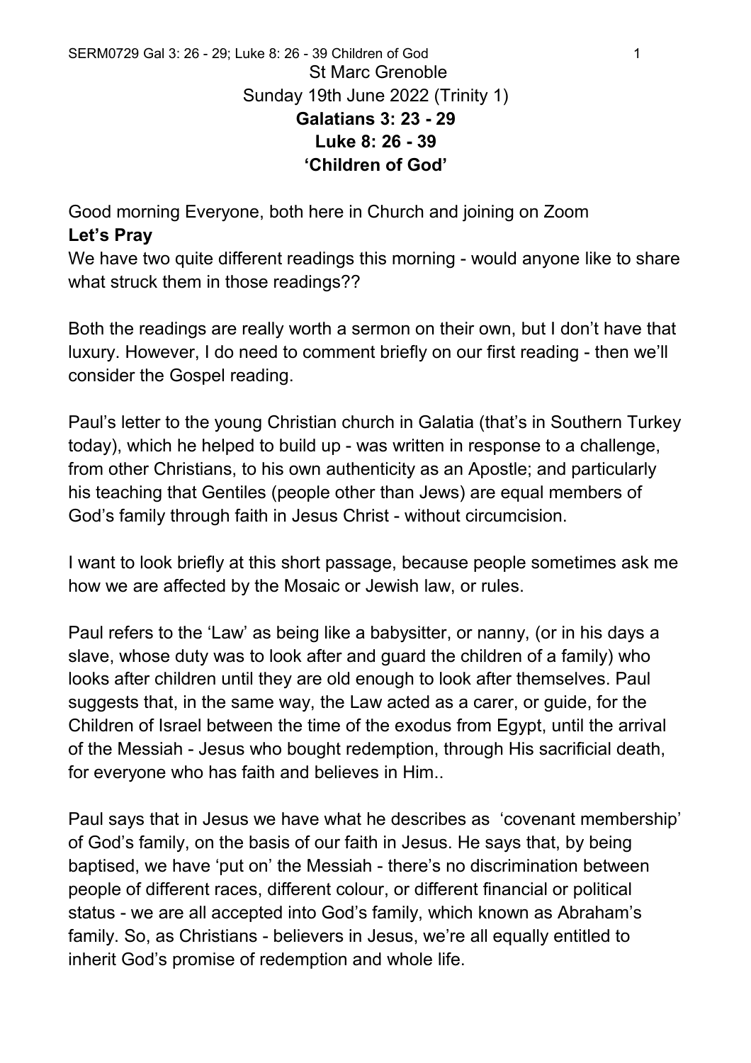St Marc Grenoble
Sunday 19th June 2022 (Trinity 1)
**Galatians 3: 23 - 29**
**Luke 8: 26 - 39**
**'Children of God'**

Good morning Everyone, both here in Church and joining on Zoom
**Let's Pray**
We have two quite different readings this morning - would anyone like to share what struck them in those readings??

Both the readings are really worth a sermon on their own, but I don't have that luxury. However, I do need to comment briefly on our first reading - then we'll consider the Gospel reading.

Paul's letter to the young Christian church in Galatia (that's in Southern Turkey today), which he helped to build up - was written in response to a challenge, from other Christians, to his own authenticity as an Apostle; and particularly his teaching that Gentiles (people other than Jews) are equal members of God's family through faith in Jesus Christ - without circumcision.

I want to look briefly at this short passage, because people sometimes ask me how we are affected by the Mosaic or Jewish law, or rules.

Paul refers to the 'Law' as being like a babysitter, or nanny, (or in his days a slave, whose duty was to look after and guard the children of a family) who looks after children until they are old enough to look after themselves. Paul suggests that, in the same way, the Law acted as a carer, or guide, for the Children of Israel between the time of the exodus from Egypt, until the arrival of the Messiah - Jesus who bought redemption, through His sacrificial death, for everyone who has faith and believes in Him..

Paul says that in Jesus we have what he describes as 'covenant membership' of God's family, on the basis of our faith in Jesus. He says that, by being baptised, we have 'put on' the Messiah - there's no discrimination between people of different races, different colour, or different financial or political status - we are all accepted into God's family, which known as Abraham's family. So, as Christians - believers in Jesus, we're all equally entitled to inherit God's promise of redemption and whole life.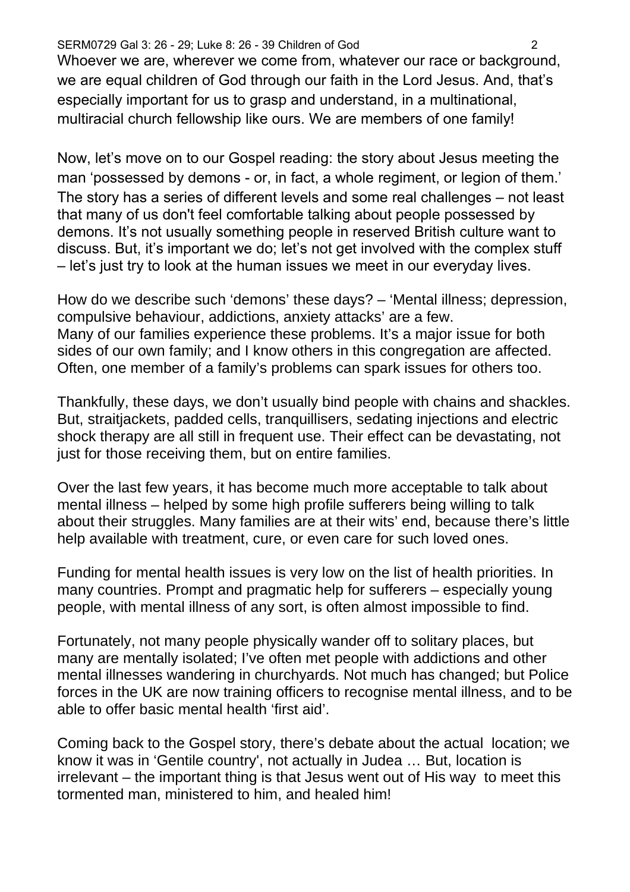Whoever we are, wherever we come from, whatever our race or background, we are equal children of God through our faith in the Lord Jesus. And, that's especially important for us to grasp and understand, in a multinational, multiracial church fellowship like ours. We are members of one family!

Now, let's move on to our Gospel reading: the story about Jesus meeting the man 'possessed by demons - or, in fact, a whole regiment, or legion of them.' The story has a series of different levels and some real challenges – not least that many of us don't feel comfortable talking about people possessed by demons. It's not usually something people in reserved British culture want to discuss. But, it's important we do; let's not get involved with the complex stuff – let's just try to look at the human issues we meet in our everyday lives.

How do we describe such 'demons' these days? – 'Mental illness; depression, compulsive behaviour, addictions, anxiety attacks' are a few.
Many of our families experience these problems. It's a major issue for both sides of our own family; and I know others in this congregation are affected. Often, one member of a family's problems can spark issues for others too.

Thankfully, these days, we don't usually bind people with chains and shackles. But, straitjackets, padded cells, tranquillisers, sedating injections and electric shock therapy are all still in frequent use. Their effect can be devastating, not just for those receiving them, but on entire families.

Over the last few years, it has become much more acceptable to talk about mental illness – helped by some high profile sufferers being willing to talk about their struggles. Many families are at their wits' end, because there's little help available with treatment, cure, or even care for such loved ones.

Funding for mental health issues is very low on the list of health priorities. In many countries. Prompt and pragmatic help for sufferers – especially young people, with mental illness of any sort, is often almost impossible to find.

Fortunately, not many people physically wander off to solitary places, but many are mentally isolated; I've often met people with addictions and other mental illnesses wandering in churchyards. Not much has changed; but Police forces in the UK are now training officers to recognise mental illness, and to be able to offer basic mental health 'first aid'.

Coming back to the Gospel story, there's debate about the actual location; we know it was in 'Gentile country', not actually in Judea … But, location is irrelevant – the important thing is that Jesus went out of His way to meet this tormented man, ministered to him, and healed him!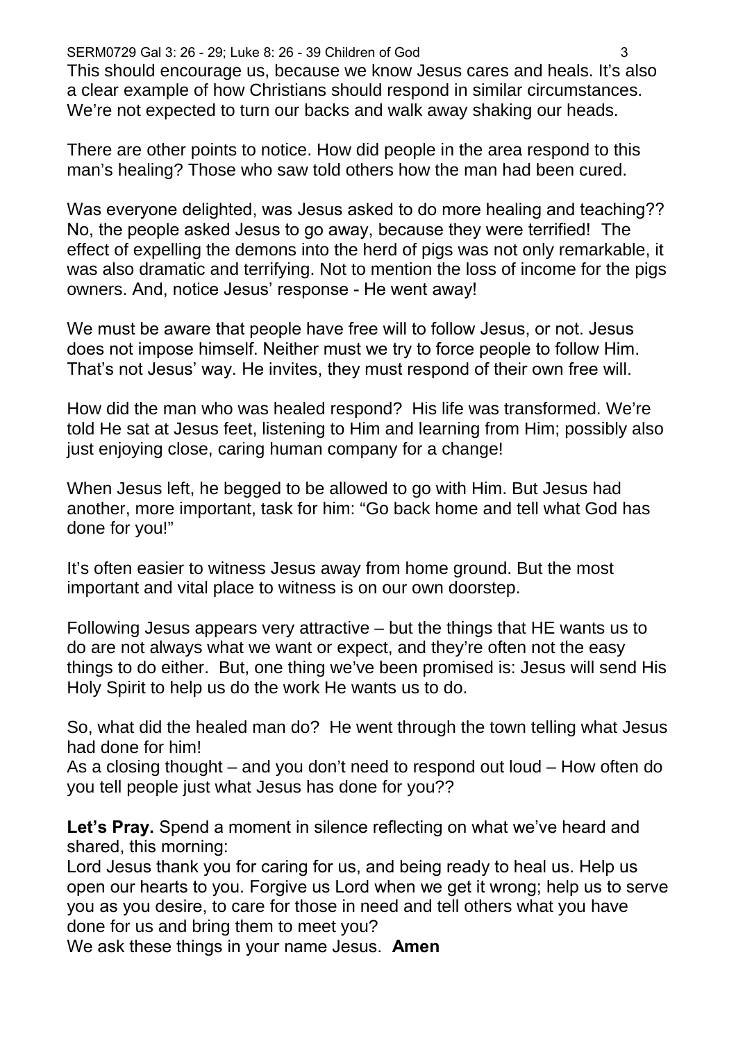This should encourage us, because we know Jesus cares and heals. It's also a clear example of how Christians should respond in similar circumstances. We're not expected to turn our backs and walk away shaking our heads.

There are other points to notice. How did people in the area respond to this man's healing? Those who saw told others how the man had been cured.

Was everyone delighted, was Jesus asked to do more healing and teaching?? No, the people asked Jesus to go away, because they were terrified! The effect of expelling the demons into the herd of pigs was not only remarkable, it was also dramatic and terrifying. Not to mention the loss of income for the pigs owners. And, notice Jesus' response - He went away!

We must be aware that people have free will to follow Jesus, or not. Jesus does not impose himself. Neither must we try to force people to follow Him. That's not Jesus' way. He invites, they must respond of their own free will.

How did the man who was healed respond? His life was transformed. We're told He sat at Jesus feet, listening to Him and learning from Him; possibly also just enjoying close, caring human company for a change!

When Jesus left, he begged to be allowed to go with Him. But Jesus had another, more important, task for him: "Go back home and tell what God has done for you!"

It's often easier to witness Jesus away from home ground. But the most important and vital place to witness is on our own doorstep.

Following Jesus appears very attractive – but the things that HE wants us to do are not always what we want or expect, and they're often not the easy things to do either. But, one thing we've been promised is: Jesus will send His Holy Spirit to help us do the work He wants us to do.

So, what did the healed man do? He went through the town telling what Jesus had done for him!
As a closing thought – and you don't need to respond out loud – How often do you tell people just what Jesus has done for you??

**Let's Pray.** Spend a moment in silence reflecting on what we've heard and shared, this morning:
Lord Jesus thank you for caring for us, and being ready to heal us. Help us open our hearts to you. Forgive us Lord when we get it wrong; help us to serve you as you desire, to care for those in need and tell others what you have done for us and bring them to meet you?
We ask these things in your name Jesus. **Amen**